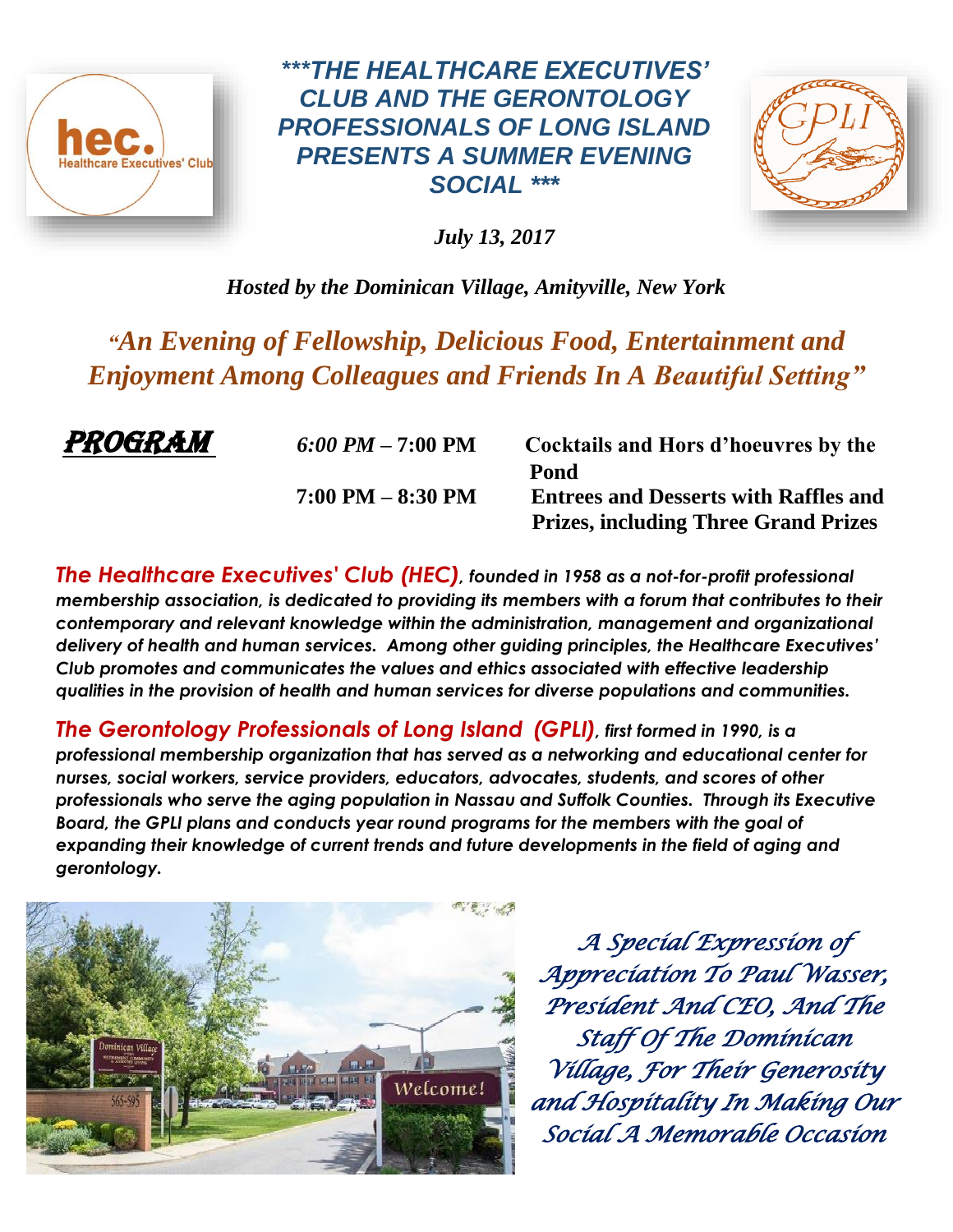# ***THE HEALTHCARE EXECUTIVES' CLUB AND THE GERONTOLOGY PROFESSIONALS OF LONG ISLAND PRESENTS A SUMMER EVENING SOCIAL ***

*July 13, 2017*

*Hosted by the Dominican Village, Amityville, New York*

## *"An Evening of Fellowship, Delicious Food, Entertainment and Enjoyment Among Colleagues and Friends In A Beautiful Setting"*

**PROGRAM**

| | |
|---|---|
| *6:00 PM* – **7:00 PM** | **Cocktails and Hors d'hoeuvres by the Pond** |
| **7:00 PM – 8:30 PM** | **Entrees and Desserts with Raffles and Prizes, including Three Grand Prizes** |

***The Healthcare Executives' Club (HEC)**, founded in 1958 as a not-for-profit professional membership association, is dedicated to providing its members with a forum that contributes to their contemporary and relevant knowledge within the administration, management and organizational delivery of health and human services. Among other guiding principles, the Healthcare Executives' Club promotes and communicates the values and ethics associated with effective leadership qualities in the provision of health and human services for diverse populations and communities.*

***The Gerontology Professionals of Long Island (GPLI)**, first formed in 1990, is a professional membership organization that has served as a networking and educational center for nurses, social workers, service providers, educators, advocates, students, and scores of other professionals who serve the aging population in Nassau and Suffolk Counties. Through its Executive Board, the GPLI plans and conducts year round programs for the members with the goal of expanding their knowledge of current trends and future developments in the field of aging and gerontology.*

*A Special Expression of Appreciation To Paul Wasser, President And CEO, And The Staff Of The Dominican Village, For Their Generosity and Hospitality In Making Our Social A Memorable Occasion*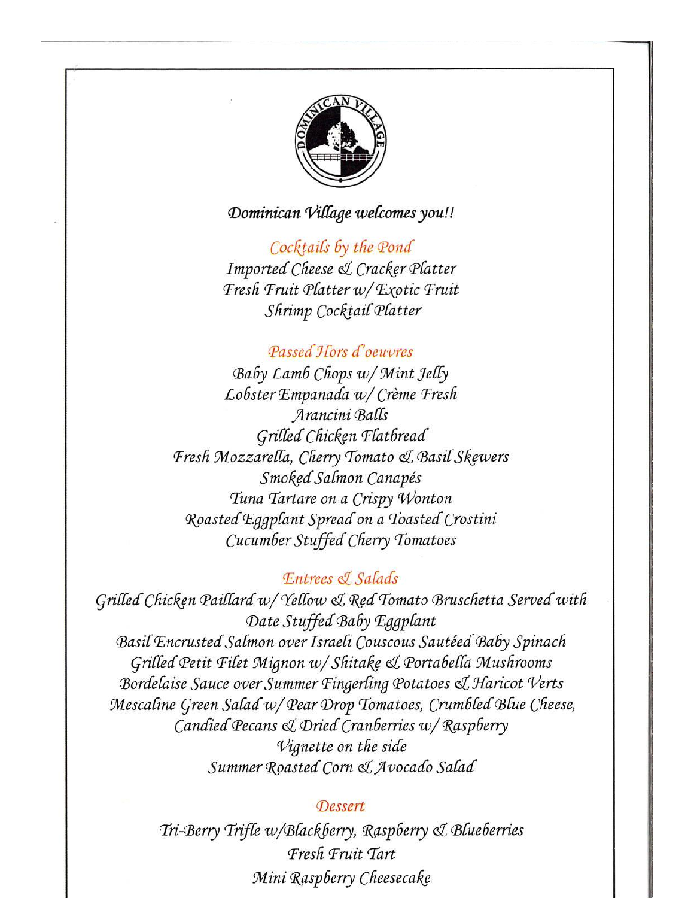*Dominican Village welcomes you!!*

## Cocktails by the Pond

Imported Cheese & Cracker Platter
Fresh Fruit Platter w/ Exotic Fruit
Shrimp Cocktail Platter

## Passed Hors d'oeuvres

Baby Lamb Chops w/ Mint Jelly
Lobster Empanada w/ Crème Fresh
Arancini Balls
Grilled Chicken Flatbread
Fresh Mozzarella, Cherry Tomato & Basil Skewers
Smoked Salmon Canapés
Tuna Tartare on a Crispy Wonton
Roasted Eggplant Spread on a Toasted Crostini
Cucumber Stuffed Cherry Tomatoes

## Entrees & Salads

Grilled Chicken Paillard w/ Yellow & Red Tomato Bruschetta Served with Date Stuffed Baby Eggplant
Basil Encrusted Salmon over Israeli Couscous Sautéed Baby Spinach
Grilled Petit Filet Mignon w/ Shitake & Portabella Mushrooms Bordelaise Sauce over Summer Fingerling Potatoes & Haricot Verts
Mescaline Green Salad w/ Pear Drop Tomatoes, Crumbled Blue Cheese, Candied Pecans & Dried Cranberries w/ Raspberry Vignette on the side
Summer Roasted Corn & Avocado Salad

## Dessert

Tri-Berry Trifle w/Blackberry, Raspberry & Blueberries
Fresh Fruit Tart
Mini Raspberry Cheesecake